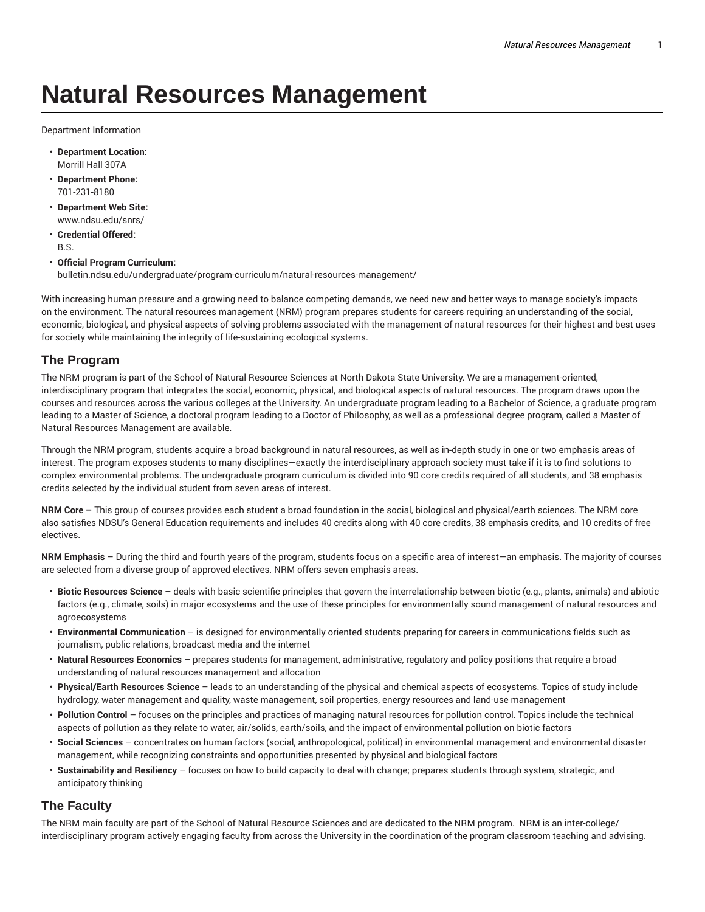# Natural Resources Management

Department Information

- **Department Location:**
  Morrill Hall 307A
- **Department Phone:**
  701-231-8180
- **Department Web Site:**
  www.ndsu.edu/snrs/
- **Credential Offered:**
  B.S.
- **Official Program Curriculum:**
  bulletin.ndsu.edu/undergraduate/program-curriculum/natural-resources-management/

With increasing human pressure and a growing need to balance competing demands, we need new and better ways to manage society's impacts on the environment. The natural resources management (NRM) program prepares students for careers requiring an understanding of the social, economic, biological, and physical aspects of solving problems associated with the management of natural resources for their highest and best uses for society while maintaining the integrity of life-sustaining ecological systems.

## The Program

The NRM program is part of the School of Natural Resource Sciences at North Dakota State University. We are a management-oriented, interdisciplinary program that integrates the social, economic, physical, and biological aspects of natural resources. The program draws upon the courses and resources across the various colleges at the University. An undergraduate program leading to a Bachelor of Science, a graduate program leading to a Master of Science, a doctoral program leading to a Doctor of Philosophy, as well as a professional degree program, called a Master of Natural Resources Management are available.

Through the NRM program, students acquire a broad background in natural resources, as well as in-depth study in one or two emphasis areas of interest. The program exposes students to many disciplines—exactly the interdisciplinary approach society must take if it is to find solutions to complex environmental problems. The undergraduate program curriculum is divided into 90 core credits required of all students, and 38 emphasis credits selected by the individual student from seven areas of interest.

**NRM Core –** This group of courses provides each student a broad foundation in the social, biological and physical/earth sciences. The NRM core also satisfies NDSU's General Education requirements and includes 40 credits along with 40 core credits, 38 emphasis credits, and 10 credits of free electives.

**NRM Emphasis** – During the third and fourth years of the program, students focus on a specific area of interest—an emphasis. The majority of courses are selected from a diverse group of approved electives. NRM offers seven emphasis areas.

- **Biotic Resources Science** – deals with basic scientific principles that govern the interrelationship between biotic (e.g., plants, animals) and abiotic factors (e.g., climate, soils) in major ecosystems and the use of these principles for environmentally sound management of natural resources and agroecosystems
- **Environmental Communication** – is designed for environmentally oriented students preparing for careers in communications fields such as journalism, public relations, broadcast media and the internet
- **Natural Resources Economics** – prepares students for management, administrative, regulatory and policy positions that require a broad understanding of natural resources management and allocation
- **Physical/Earth Resources Science** – leads to an understanding of the physical and chemical aspects of ecosystems. Topics of study include hydrology, water management and quality, waste management, soil properties, energy resources and land-use management
- **Pollution Control** – focuses on the principles and practices of managing natural resources for pollution control. Topics include the technical aspects of pollution as they relate to water, air/solids, earth/soils, and the impact of environmental pollution on biotic factors
- **Social Sciences** – concentrates on human factors (social, anthropological, political) in environmental management and environmental disaster management, while recognizing constraints and opportunities presented by physical and biological factors
- **Sustainability and Resiliency** – focuses on how to build capacity to deal with change; prepares students through system, strategic, and anticipatory thinking

## The Faculty

The NRM main faculty are part of the School of Natural Resource Sciences and are dedicated to the NRM program. NRM is an inter-college/ interdisciplinary program actively engaging faculty from across the University in the coordination of the program classroom teaching and advising.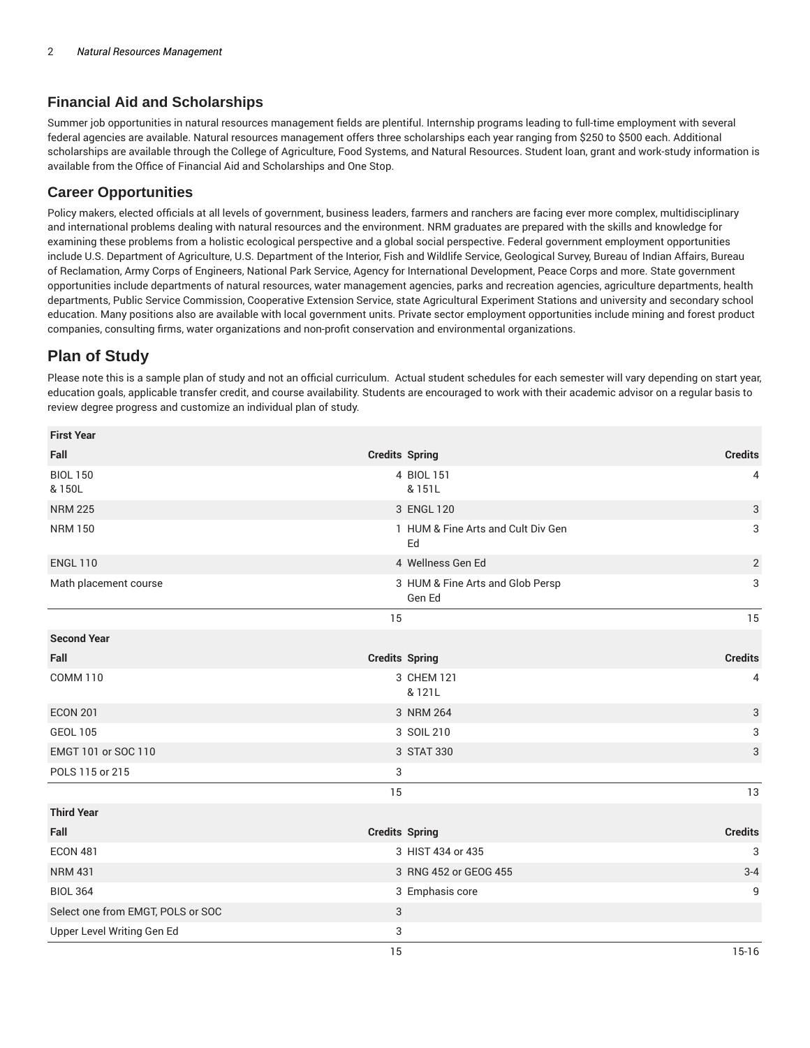## Financial Aid and Scholarships

Summer job opportunities in natural resources management fields are plentiful. Internship programs leading to full-time employment with several federal agencies are available. Natural resources management offers three scholarships each year ranging from $250 to $500 each. Additional scholarships are available through the College of Agriculture, Food Systems, and Natural Resources. Student loan, grant and work-study information is available from the Office of Financial Aid and Scholarships and One Stop.

## Career Opportunities

Policy makers, elected officials at all levels of government, business leaders, farmers and ranchers are facing ever more complex, multidisciplinary and international problems dealing with natural resources and the environment. NRM graduates are prepared with the skills and knowledge for examining these problems from a holistic ecological perspective and a global social perspective. Federal government employment opportunities include U.S. Department of Agriculture, U.S. Department of the Interior, Fish and Wildlife Service, Geological Survey, Bureau of Indian Affairs, Bureau of Reclamation, Army Corps of Engineers, National Park Service, Agency for International Development, Peace Corps and more. State government opportunities include departments of natural resources, water management agencies, parks and recreation agencies, agriculture departments, health departments, Public Service Commission, Cooperative Extension Service, state Agricultural Experiment Stations and university and secondary school education. Many positions also are available with local government units. Private sector employment opportunities include mining and forest product companies, consulting firms, water organizations and non-profit conservation and environmental organizations.

# Plan of Study

Please note this is a sample plan of study and not an official curriculum. Actual student schedules for each semester will vary depending on start year, education goals, applicable transfer credit, and course availability. Students are encouraged to work with their academic advisor on a regular basis to review degree progress and customize an individual plan of study.

| First Year | | | |
|---|---|---|---|
| **Fall** | **Credits** | **Spring** | **Credits** |
| BIOL 150 & 150L | 4 | BIOL 151 & 151L | 4 |
| NRM 225 | 3 | ENGL 120 | 3 |
| NRM 150 | 1 | HUM & Fine Arts and Cult Div Gen Ed | 3 |
| ENGL 110 | 4 | Wellness Gen Ed | 2 |
| Math placement course | 3 | HUM & Fine Arts and Glob Persp Gen Ed | 3 |
| | 15 | | 15 |
| **Second Year** | | | |
| **Fall** | **Credits** | **Spring** | **Credits** |
| COMM 110 | 3 | CHEM 121 & 121L | 4 |
| ECON 201 | 3 | NRM 264 | 3 |
| GEOL 105 | 3 | SOIL 210 | 3 |
| EMGT 101 or SOC 110 | 3 | STAT 330 | 3 |
| POLS 115 or 215 | 3 | | |
| | 15 | | 13 |
| **Third Year** | | | |
| **Fall** | **Credits** | **Spring** | **Credits** |
| ECON 481 | 3 | HIST 434 or 435 | 3 |
| NRM 431 | 3 | RNG 452 or GEOG 455 | 3-4 |
| BIOL 364 | 3 | Emphasis core | 9 |
| Select one from EMGT, POLS or SOC | 3 | | |
| Upper Level Writing Gen Ed | 3 | | |
| | 15 | | 15-16 |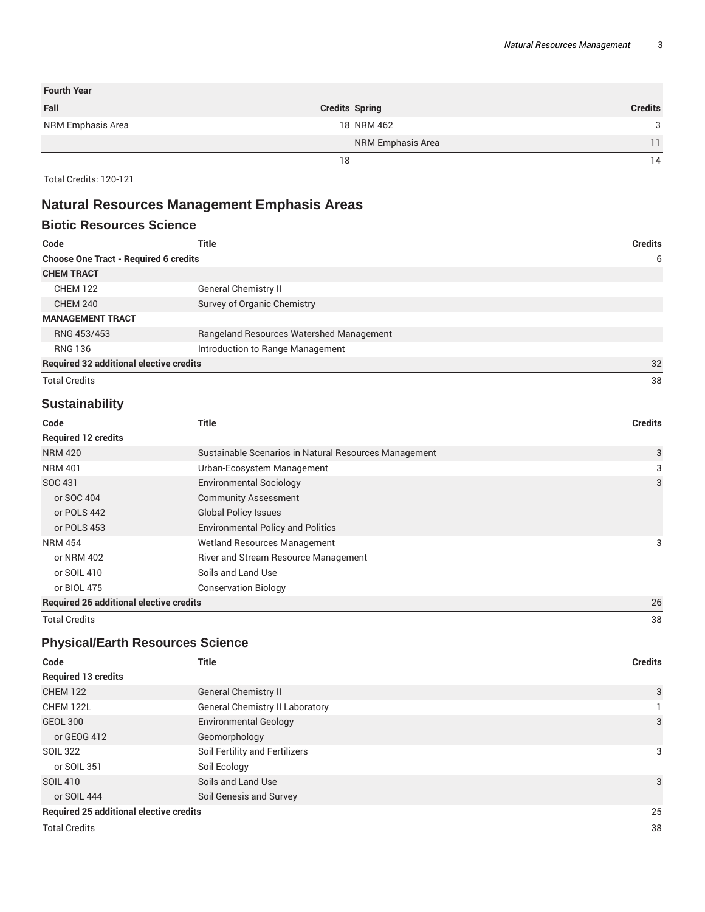| Fourth Year | | | |
| --- | --- | --- | --- |
| **Fall** | **Credits** | **Spring** | **Credits** |
| NRM Emphasis Area | 18 | NRM 462 | 3 |
| | | NRM Emphasis Area | 11 |
| | 18 | | 14 |

Total Credits: 120-121

## Natural Resources Management Emphasis Areas

### Biotic Resources Science

| Code | Title | Credits |
| --- | --- | --- |
| **Choose One Tract - Required 6 credits** | | 6 |
| **CHEM TRACT** | | |
| CHEM 122 | General Chemistry II | |
| CHEM 240 | Survey of Organic Chemistry | |
| **MANAGEMENT TRACT** | | |
| RNG 453/453 | Rangeland Resources Watershed Management | |
| RNG 136 | Introduction to Range Management | |
| **Required 32 additional elective credits** | | 32 |
| Total Credits | | 38 |

### Sustainability

| Code | Title | Credits |
| --- | --- | --- |
| **Required 12 credits** | | |
| NRM 420 | Sustainable Scenarios in Natural Resources Management | 3 |
| NRM 401 | Urban-Ecosystem Management | 3 |
| SOC 431 | Environmental Sociology | 3 |
| or SOC 404 | Community Assessment | |
| or POLS 442 | Global Policy Issues | |
| or POLS 453 | Environmental Policy and Politics | |
| NRM 454 | Wetland Resources Management | 3 |
| or NRM 402 | River and Stream Resource Management | |
| or SOIL 410 | Soils and Land Use | |
| or BIOL 475 | Conservation Biology | |
| **Required 26 additional elective credits** | | 26 |
| Total Credits | | 38 |

### Physical/Earth Resources Science

| Code | Title | Credits |
| --- | --- | --- |
| **Required 13 credits** | | |
| CHEM 122 | General Chemistry II | 3 |
| CHEM 122L | General Chemistry II Laboratory | 1 |
| GEOL 300 | Environmental Geology | 3 |
| or GEOG 412 | Geomorphology | |
| SOIL 322 | Soil Fertility and Fertilizers | 3 |
| or SOIL 351 | Soil Ecology | |
| SOIL 410 | Soils and Land Use | 3 |
| or SOIL 444 | Soil Genesis and Survey | |
| **Required 25 additional elective credits** | | 25 |
| Total Credits | | 38 |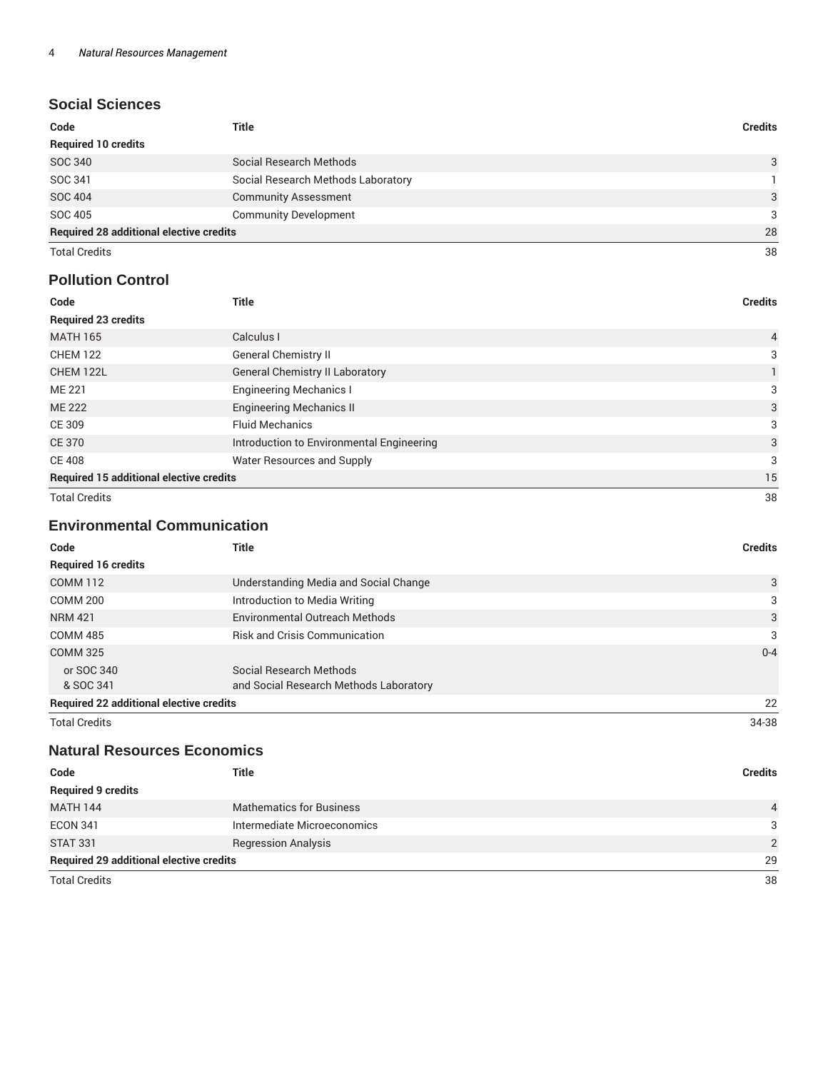## Social Sciences

| Code | Title | Credits |
|---|---|---|
| **Required 10 credits** | | |
| SOC 340 | Social Research Methods | 3 |
| SOC 341 | Social Research Methods Laboratory | 1 |
| SOC 404 | Community Assessment | 3 |
| SOC 405 | Community Development | 3 |
| **Required 28 additional elective credits** | | 28 |
| Total Credits | | 38 |

## Pollution Control

| Code | Title | Credits |
|---|---|---|
| **Required 23 credits** | | |
| MATH 165 | Calculus I | 4 |
| CHEM 122 | General Chemistry II | 3 |
| CHEM 122L | General Chemistry II Laboratory | 1 |
| ME 221 | Engineering Mechanics I | 3 |
| ME 222 | Engineering Mechanics II | 3 |
| CE 309 | Fluid Mechanics | 3 |
| CE 370 | Introduction to Environmental Engineering | 3 |
| CE 408 | Water Resources and Supply | 3 |
| **Required 15 additional elective credits** | | 15 |
| Total Credits | | 38 |

## Environmental Communication

| Code | Title | Credits |
|---|---|---|
| **Required 16 credits** | | |
| COMM 112 | Understanding Media and Social Change | 3 |
| COMM 200 | Introduction to Media Writing | 3 |
| NRM 421 | Environmental Outreach Methods | 3 |
| COMM 485 | Risk and Crisis Communication | 3 |
| COMM 325 | | 0-4 |
| or SOC 340<br>& SOC 341 | Social Research Methods<br>and Social Research Methods Laboratory | |
| **Required 22 additional elective credits** | | 22 |
| Total Credits | | 34-38 |

## Natural Resources Economics

| Code | Title | Credits |
|---|---|---|
| **Required 9 credits** | | |
| MATH 144 | Mathematics for Business | 4 |
| ECON 341 | Intermediate Microeconomics | 3 |
| STAT 331 | Regression Analysis | 2 |
| **Required 29 additional elective credits** | | 29 |
| Total Credits | | 38 |